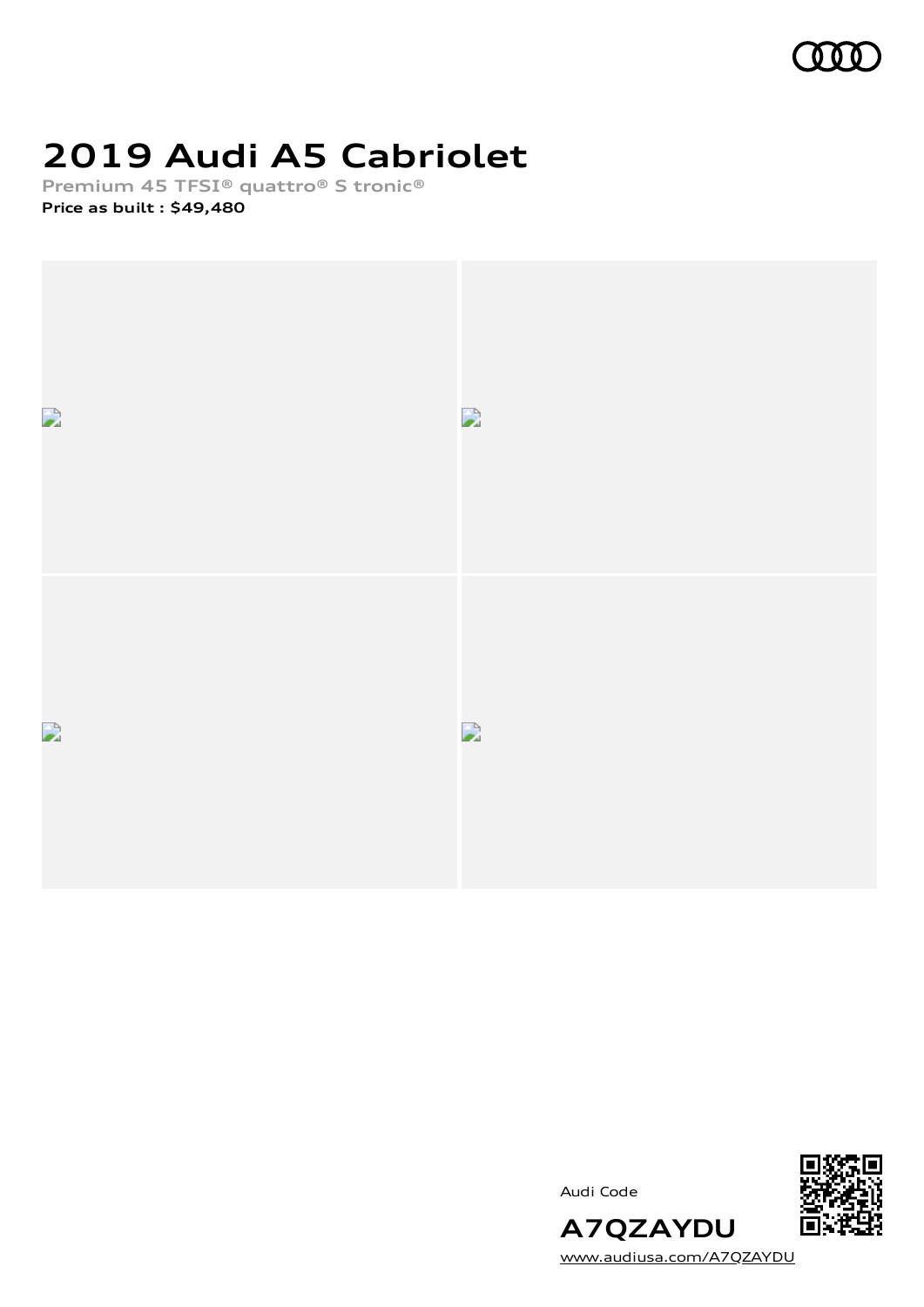# 2019 Audi A5 Cabriolet

**Premium 45 TFSI® quattro® S tronic®**

**Price as built : $49,480**

Audi Code

**A7QZAYDU**

www.audiusa.com/A7QZAYDU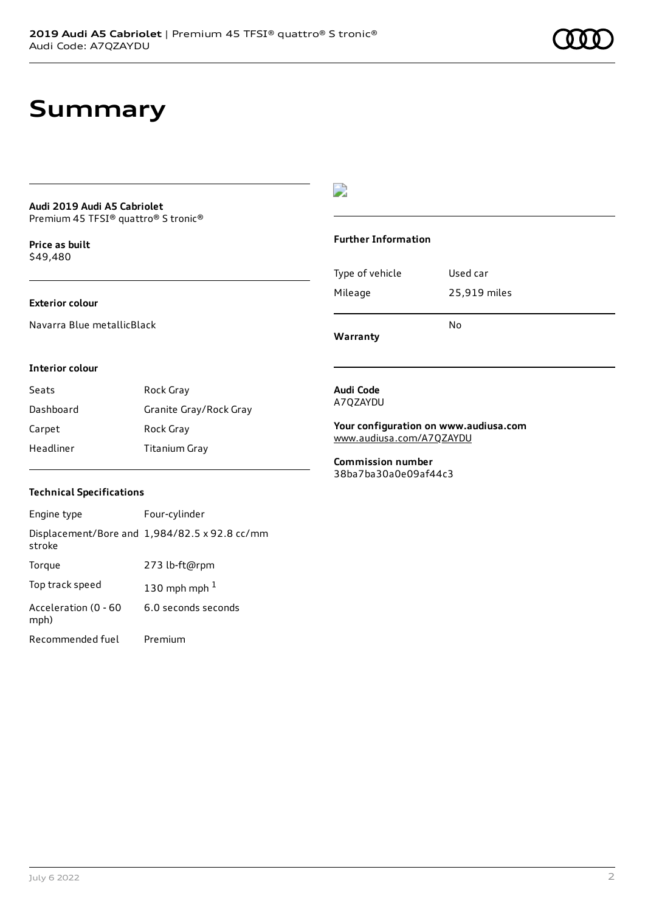# Summary

**Audi 2019 Audi A5 Cabriolet**
Premium 45 TFSI® quattro® S tronic®

**Price as built**
$49,480

### Exterior colour

Navarra Blue metallicBlack

### Interior colour

| Seats | Rock Gray |
| --- | --- |
| Dashboard | Granite Gray/Rock Gray |
| Carpet | Rock Gray |
| Headliner | Titanium Gray |

### Technical Specifications

| Engine type | Four-cylinder |
| --- | --- |
| Displacement/Bore and stroke | 1,984/82.5 x 92.8 cc/mm |
| Torque | 273 lb-ft@rpm |
| Top track speed | 130 mph mph [1] |
| Acceleration (0 - 60 mph) | 6.0 seconds seconds |
| Recommended fuel | Premium |

### Further Information

| Type of vehicle | Used car |
| --- | --- |
| Mileage | 25,919 miles |
| **Warranty** | No |

**Audi Code**
A7QZAYDU

**Your configuration on www.audiusa.com**
www.audiusa.com/A7QZAYDU

**Commission number**
38ba7ba30a0e09af44c3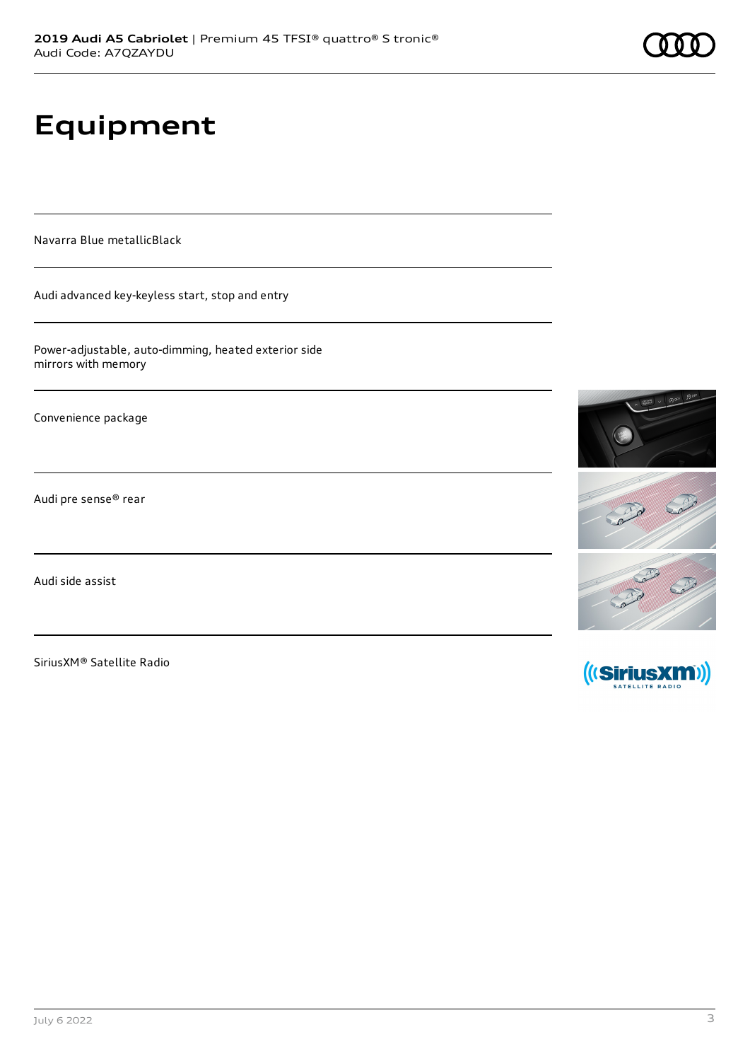# Equipment

Navarra Blue metallicBlack

Audi advanced key-keyless start, stop and entry

Power-adjustable, auto-dimming, heated exterior side mirrors with memory

Convenience package

Audi pre sense® rear

Audi side assist

SiriusXM® Satellite Radio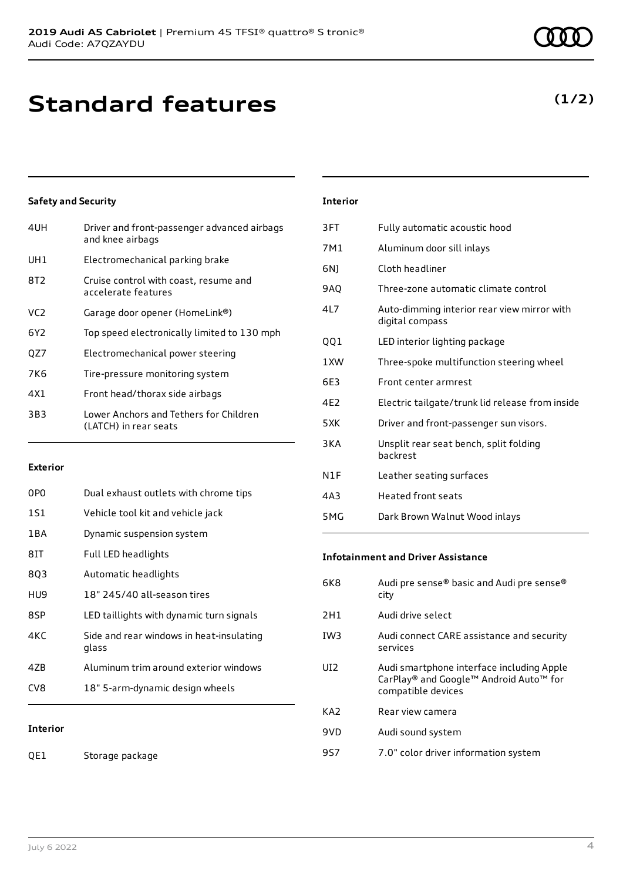# Standard features

**(1/2)**

### Safety and Security

| | |
|---|---|
| 4UH | Driver and front-passenger advanced airbags and knee airbags |
| UH1 | Electromechanical parking brake |
| 8T2 | Cruise control with coast, resume and accelerate features |
| VC2 | Garage door opener (HomeLink®) |
| 6Y2 | Top speed electronically limited to 130 mph |
| QZ7 | Electromechanical power steering |
| 7K6 | Tire-pressure monitoring system |
| 4X1 | Front head/thorax side airbags |
| 3B3 | Lower Anchors and Tethers for Children (LATCH) in rear seats |

### Exterior

| | |
|---|---|
| 0P0 | Dual exhaust outlets with chrome tips |
| 1S1 | Vehicle tool kit and vehicle jack |
| 1BA | Dynamic suspension system |
| 8IT | Full LED headlights |
| 8Q3 | Automatic headlights |
| HU9 | 18" 245/40 all-season tires |
| 8SP | LED taillights with dynamic turn signals |
| 4KC | Side and rear windows in heat-insulating glass |
| 4ZB | Aluminum trim around exterior windows |
| CV8 | 18" 5-arm-dynamic design wheels |

### Interior

| | |
|---|---|
| QE1 | Storage package |
| 3FT | Fully automatic acoustic hood |
| 7M1 | Aluminum door sill inlays |
| 6NJ | Cloth headliner |
| 9AQ | Three-zone automatic climate control |
| 4L7 | Auto-dimming interior rear view mirror with digital compass |
| QQ1 | LED interior lighting package |
| 1XW | Three-spoke multifunction steering wheel |
| 6E3 | Front center armrest |
| 4E2 | Electric tailgate/trunk lid release from inside |
| 5XK | Driver and front-passenger sun visors. |
| 3KA | Unsplit rear seat bench, split folding backrest |
| N1F | Leather seating surfaces |
| 4A3 | Heated front seats |
| 5MG | Dark Brown Walnut Wood inlays |

### Infotainment and Driver Assistance

| | |
|---|---|
| 6K8 | Audi pre sense® basic and Audi pre sense® city |
| 2H1 | Audi drive select |
| IW3 | Audi connect CARE assistance and security services |
| UI2 | Audi smartphone interface including Apple CarPlay® and Google™ Android Auto™ for compatible devices |
| KA2 | Rear view camera |
| 9VD | Audi sound system |
| 9S7 | 7.0" color driver information system |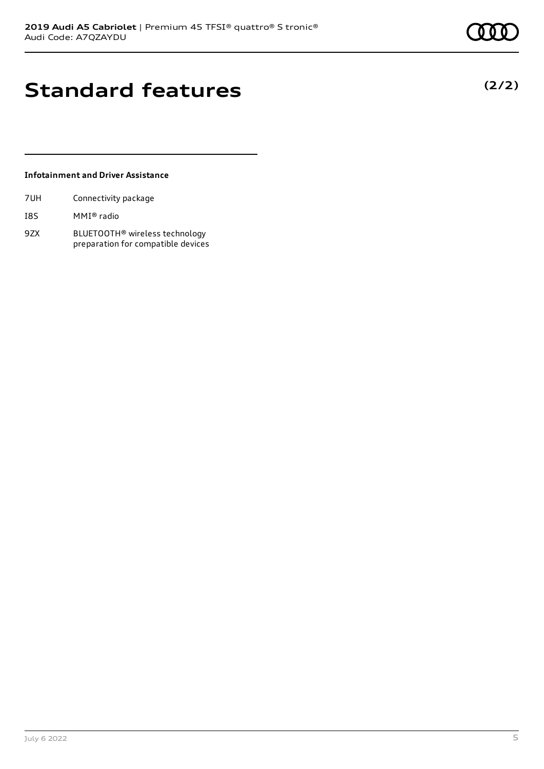# Standard features

**(2/2)**

#### Infotainment and Driver Assistance

| | |
|---|---|
| 7UH | Connectivity package |
| I8S | MMI® radio |
| 9ZX | BLUETOOTH® wireless technology preparation for compatible devices |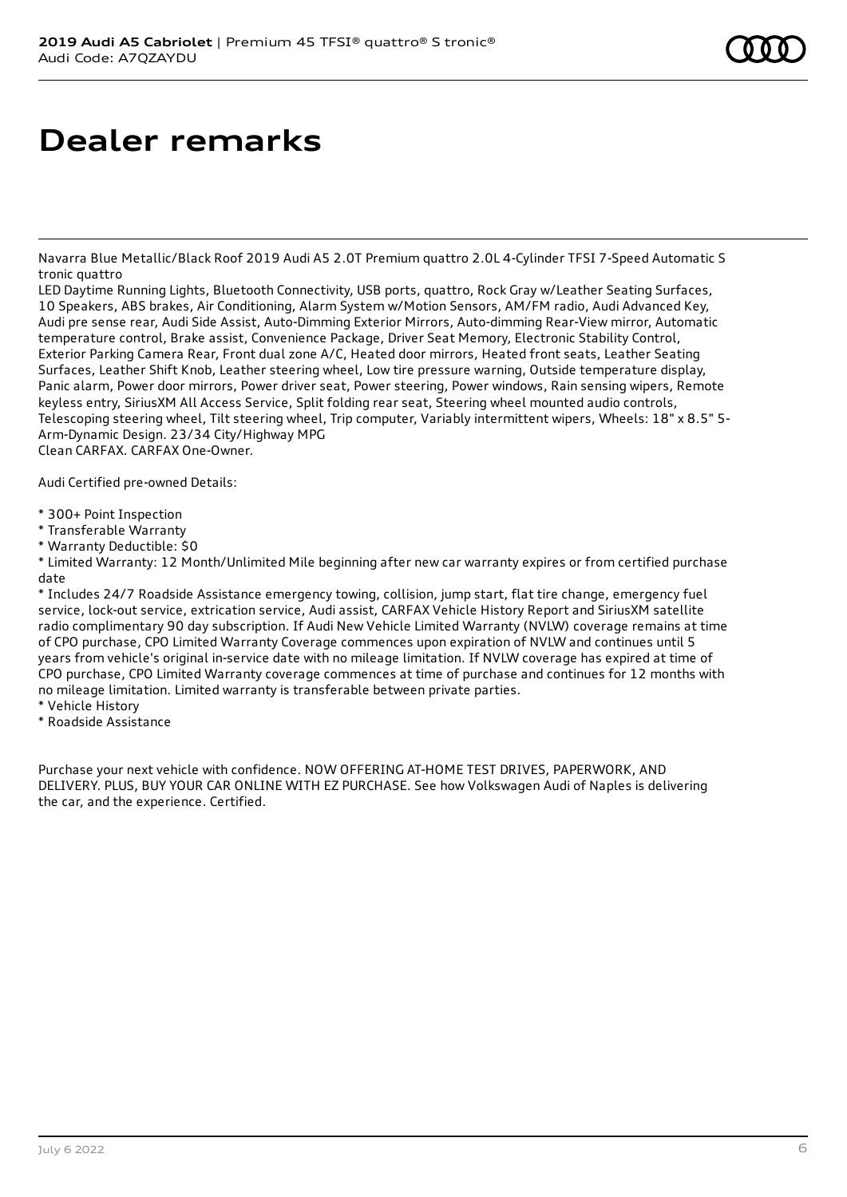# Dealer remarks

Navarra Blue Metallic/Black Roof 2019 Audi A5 2.0T Premium quattro 2.0L 4-Cylinder TFSI 7-Speed Automatic S tronic quattro
LED Daytime Running Lights, Bluetooth Connectivity, USB ports, quattro, Rock Gray w/Leather Seating Surfaces, 10 Speakers, ABS brakes, Air Conditioning, Alarm System w/Motion Sensors, AM/FM radio, Audi Advanced Key, Audi pre sense rear, Audi Side Assist, Auto-Dimming Exterior Mirrors, Auto-dimming Rear-View mirror, Automatic temperature control, Brake assist, Convenience Package, Driver Seat Memory, Electronic Stability Control, Exterior Parking Camera Rear, Front dual zone A/C, Heated door mirrors, Heated front seats, Leather Seating Surfaces, Leather Shift Knob, Leather steering wheel, Low tire pressure warning, Outside temperature display, Panic alarm, Power door mirrors, Power driver seat, Power steering, Power windows, Rain sensing wipers, Remote keyless entry, SiriusXM All Access Service, Split folding rear seat, Steering wheel mounted audio controls, Telescoping steering wheel, Tilt steering wheel, Trip computer, Variably intermittent wipers, Wheels: 18" x 8.5" 5-Arm-Dynamic Design. 23/34 City/Highway MPG
Clean CARFAX. CARFAX One-Owner.

Audi Certified pre-owned Details:

* 300+ Point Inspection
* Transferable Warranty
* Warranty Deductible: $0
* Limited Warranty: 12 Month/Unlimited Mile beginning after new car warranty expires or from certified purchase date
* Includes 24/7 Roadside Assistance emergency towing, collision, jump start, flat tire change, emergency fuel service, lock-out service, extrication service, Audi assist, CARFAX Vehicle History Report and SiriusXM satellite radio complimentary 90 day subscription. If Audi New Vehicle Limited Warranty (NVLW) coverage remains at time of CPO purchase, CPO Limited Warranty Coverage commences upon expiration of NVLW and continues until 5 years from vehicle's original in-service date with no mileage limitation. If NVLW coverage has expired at time of CPO purchase, CPO Limited Warranty coverage commences at time of purchase and continues for 12 months with no mileage limitation. Limited warranty is transferable between private parties.
* Vehicle History
* Roadside Assistance

Purchase your next vehicle with confidence. NOW OFFERING AT-HOME TEST DRIVES, PAPERWORK, AND DELIVERY. PLUS, BUY YOUR CAR ONLINE WITH EZ PURCHASE. See how Volkswagen Audi of Naples is delivering the car, and the experience. Certified.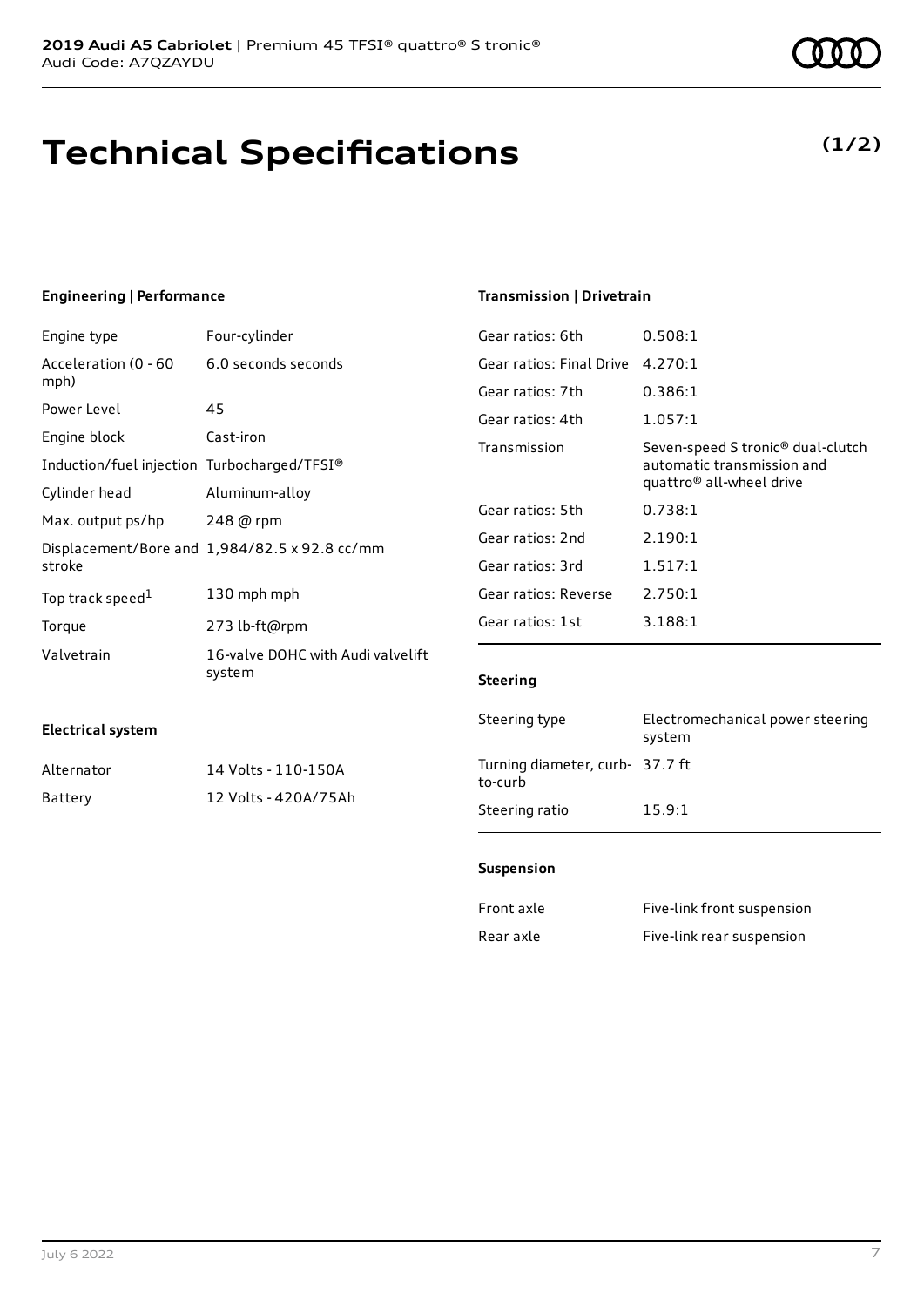# Technical Specifications

**(1/2)**

### Engineering | Performance

| | |
|---|---|
| Engine type | Four-cylinder |
| Acceleration (0 - 60 mph) | 6.0 seconds seconds |
| Power Level | 45 |
| Engine block | Cast-iron |
| Induction/fuel injection | Turbocharged/TFSI® |
| Cylinder head | Aluminum-alloy |
| Max. output ps/hp | 248 @ rpm |
| Displacement/Bore and stroke | 1,984/82.5 x 92.8 cc/mm |
| Top track speed[1] | 130 mph mph |
| Torque | 273 lb-ft@rpm |
| Valvetrain | 16-valve DOHC with Audi valvelift system |

### Electrical system

| | |
|---|---|
| Alternator | 14 Volts - 110-150A |
| Battery | 12 Volts - 420A/75Ah |

### Transmission | Drivetrain

| | |
|---|---|
| Gear ratios: 6th | 0.508:1 |
| Gear ratios: Final Drive | 4.270:1 |
| Gear ratios: 7th | 0.386:1 |
| Gear ratios: 4th | 1.057:1 |
| Transmission | Seven-speed S tronic® dual-clutch automatic transmission and quattro® all-wheel drive |
| Gear ratios: 5th | 0.738:1 |
| Gear ratios: 2nd | 2.190:1 |
| Gear ratios: 3rd | 1.517:1 |
| Gear ratios: Reverse | 2.750:1 |
| Gear ratios: 1st | 3.188:1 |

### Steering

| | |
|---|---|
| Steering type | Electromechanical power steering system |
| Turning diameter, curb-to-curb | 37.7 ft |
| Steering ratio | 15.9:1 |

### Suspension

| | |
|---|---|
| Front axle | Five-link front suspension |
| Rear axle | Five-link rear suspension |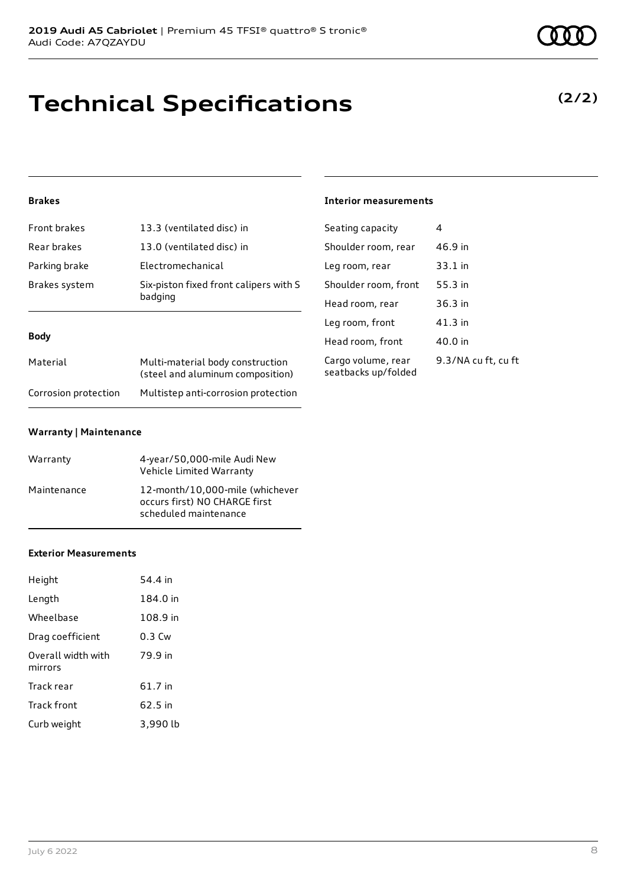# Technical Specifications

**(2/2)**

### Brakes

| | |
|---|---|
| Front brakes | 13.3 (ventilated disc) in |
| Rear brakes | 13.0 (ventilated disc) in |
| Parking brake | Electromechanical |
| Brakes system | Six-piston fixed front calipers with S badging |

### Body

| | |
|---|---|
| Material | Multi-material body construction (steel and aluminum composition) |
| Corrosion protection | Multistep anti-corrosion protection |

### Warranty | Maintenance

| | |
|---|---|
| Warranty | 4-year/50,000-mile Audi New Vehicle Limited Warranty |
| Maintenance | 12-month/10,000-mile (whichever occurs first) NO CHARGE first scheduled maintenance |

### Exterior Measurements

| | |
|---|---|
| Height | 54.4 in |
| Length | 184.0 in |
| Wheelbase | 108.9 in |
| Drag coefficient | 0.3 Cw |
| Overall width with mirrors | 79.9 in |
| Track rear | 61.7 in |
| Track front | 62.5 in |
| Curb weight | 3,990 lb |

### Interior measurements

| | |
|---|---|
| Seating capacity | 4 |
| Shoulder room, rear | 46.9 in |
| Leg room, rear | 33.1 in |
| Shoulder room, front | 55.3 in |
| Head room, rear | 36.3 in |
| Leg room, front | 41.3 in |
| Head room, front | 40.0 in |
| Cargo volume, rear seatbacks up/folded | 9.3/NA cu ft, cu ft |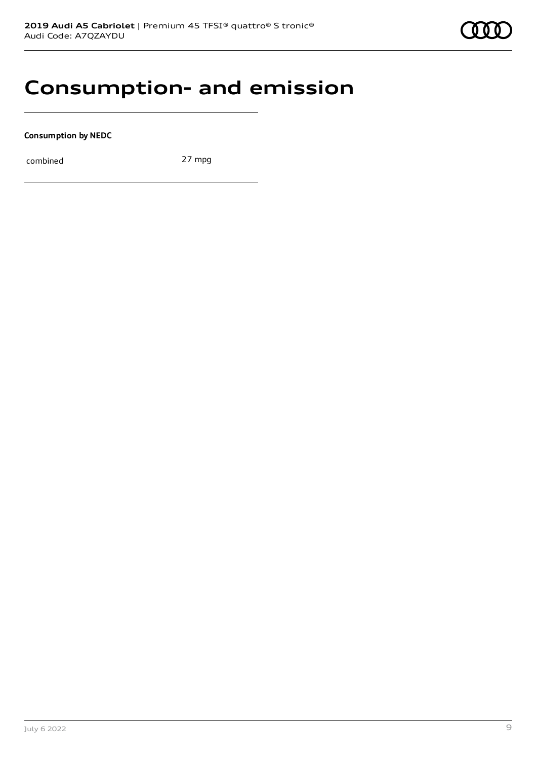# Consumption- and emission

**Consumption by NEDC**

| combined | 27 mpg |
| --- | --- |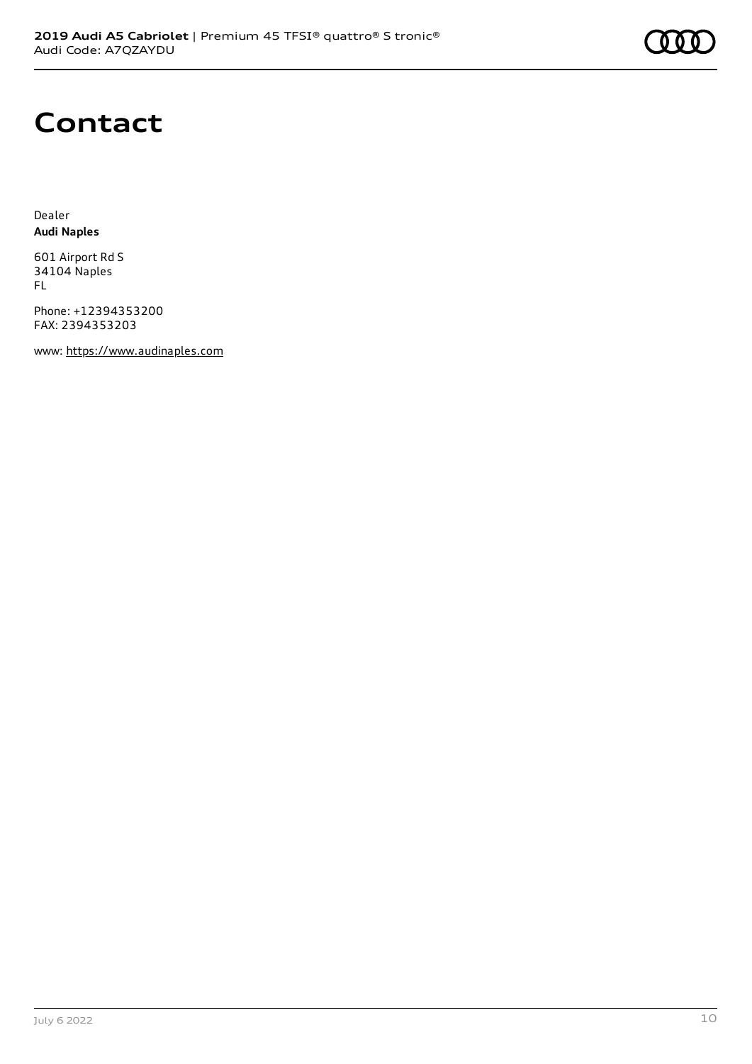# Contact

Dealer
**Audi Naples**

601 Airport Rd S
34104 Naples
FL

Phone: +12394353200
FAX: 2394353203

www: https://www.audinaples.com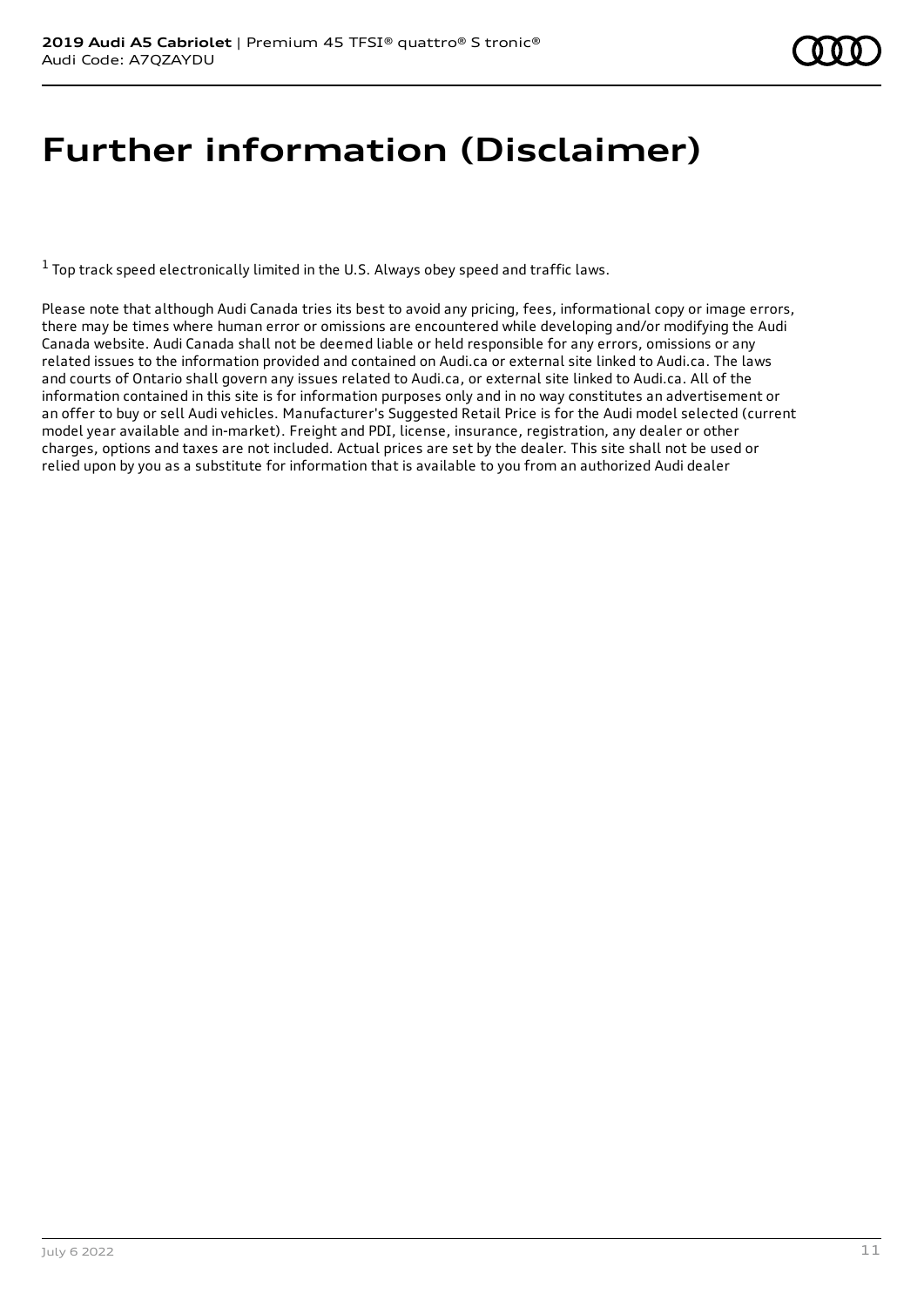# Further information (Disclaimer)

[1] Top track speed electronically limited in the U.S. Always obey speed and traffic laws.

Please note that although Audi Canada tries its best to avoid any pricing, fees, informational copy or image errors, there may be times where human error or omissions are encountered while developing and/or modifying the Audi Canada website. Audi Canada shall not be deemed liable or held responsible for any errors, omissions or any related issues to the information provided and contained on Audi.ca or external site linked to Audi.ca. The laws and courts of Ontario shall govern any issues related to Audi.ca, or external site linked to Audi.ca. All of the information contained in this site is for information purposes only and in no way constitutes an advertisement or an offer to buy or sell Audi vehicles. Manufacturer's Suggested Retail Price is for the Audi model selected (current model year available and in-market). Freight and PDI, license, insurance, registration, any dealer or other charges, options and taxes are not included. Actual prices are set by the dealer. This site shall not be used or relied upon by you as a substitute for information that is available to you from an authorized Audi dealer